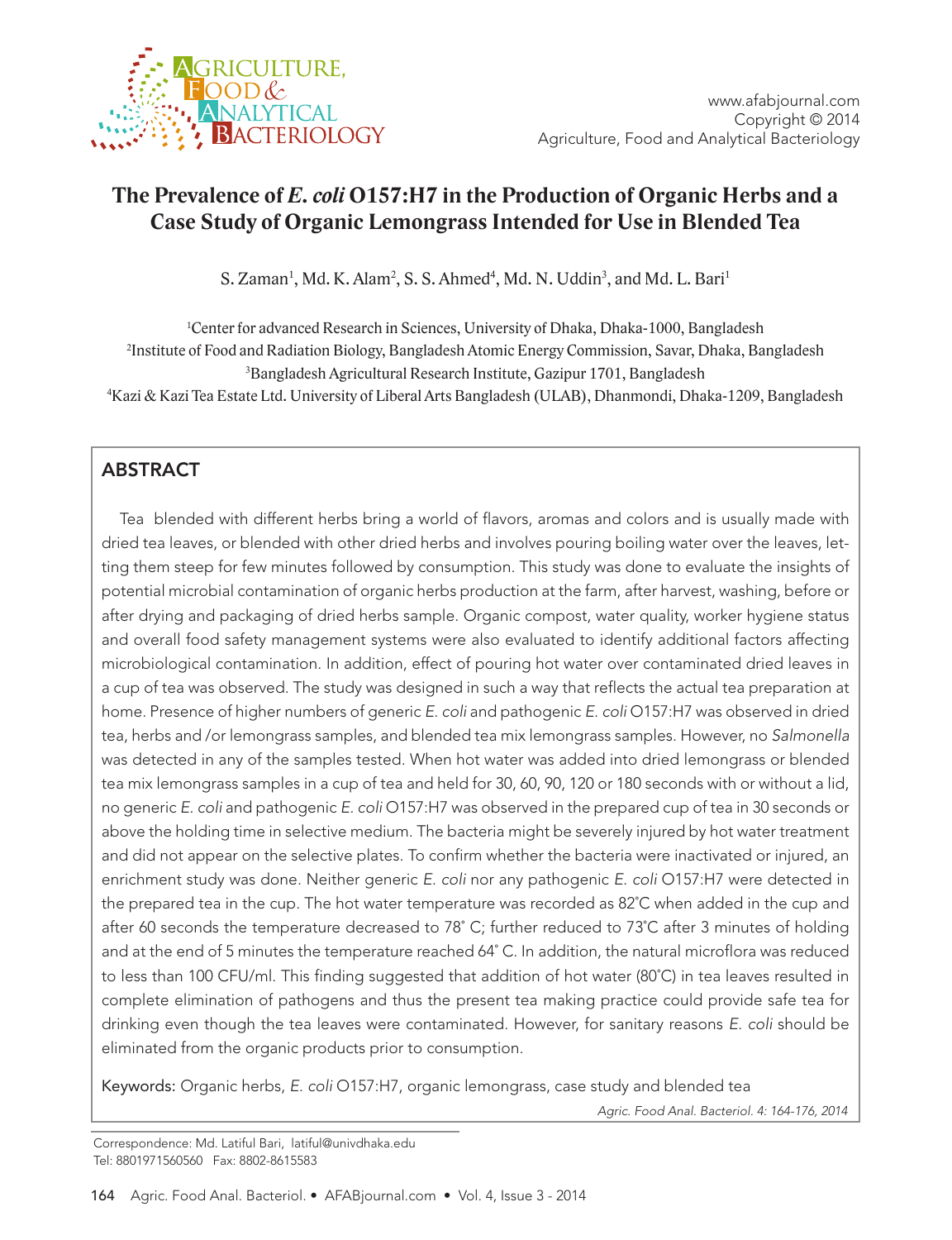# The Prevalence of *E. coli* O157:H7 in the Production of Organic Herbs and a Case Study of Organic Lemongrass Intended for Use in Blended Tea

S. Zaman[1], Md. K. Alam[2], S. S. Ahmed[4], Md. N. Uddin[3], and Md. L. Bari[1]

[1]Center for advanced Research in Sciences, University of Dhaka, Dhaka-1000, Bangladesh
[2]Institute of Food and Radiation Biology, Bangladesh Atomic Energy Commission, Savar, Dhaka, Bangladesh
[3]Bangladesh Agricultural Research Institute, Gazipur 1701, Bangladesh
[4]Kazi & Kazi Tea Estate Ltd. University of Liberal Arts Bangladesh (ULAB), Dhanmondi, Dhaka-1209, Bangladesh

## ABSTRACT

Tea blended with different herbs bring a world of flavors, aromas and colors and is usually made with dried tea leaves, or blended with other dried herbs and involves pouring boiling water over the leaves, letting them steep for few minutes followed by consumption. This study was done to evaluate the insights of potential microbial contamination of organic herbs production at the farm, after harvest, washing, before or after drying and packaging of dried herbs sample. Organic compost, water quality, worker hygiene status and overall food safety management systems were also evaluated to identify additional factors affecting microbiological contamination. In addition, effect of pouring hot water over contaminated dried leaves in a cup of tea was observed. The study was designed in such a way that reflects the actual tea preparation at home. Presence of higher numbers of generic *E. coli* and pathogenic *E. coli* O157:H7 was observed in dried tea, herbs and /or lemongrass samples, and blended tea mix lemongrass samples. However, no *Salmonella* was detected in any of the samples tested. When hot water was added into dried lemongrass or blended tea mix lemongrass samples in a cup of tea and held for 30, 60, 90, 120 or 180 seconds with or without a lid, no generic *E. coli* and pathogenic *E. coli* O157:H7 was observed in the prepared cup of tea in 30 seconds or above the holding time in selective medium. The bacteria might be severely injured by hot water treatment and did not appear on the selective plates. To confirm whether the bacteria were inactivated or injured, an enrichment study was done. Neither generic *E. coli* nor any pathogenic *E. coli* O157:H7 were detected in the prepared tea in the cup. The hot water temperature was recorded as 82˚C when added in the cup and after 60 seconds the temperature decreased to 78˚ C; further reduced to 73˚C after 3 minutes of holding and at the end of 5 minutes the temperature reached 64˚ C. In addition, the natural microflora was reduced to less than 100 CFU/ml. This finding suggested that addition of hot water (80˚C) in tea leaves resulted in complete elimination of pathogens and thus the present tea making practice could provide safe tea for drinking even though the tea leaves were contaminated. However, for sanitary reasons *E. coli* should be eliminated from the organic products prior to consumption.

Keywords: Organic herbs, *E. coli* O157:H7, organic lemongrass, case study and blended tea

*Agric. Food Anal. Bacteriol. 4: 164-176, 2014*

Correspondence: Md. Latiful Bari, latiful@univdhaka.edu
Tel: 8801971560560 Fax: 8802-8615583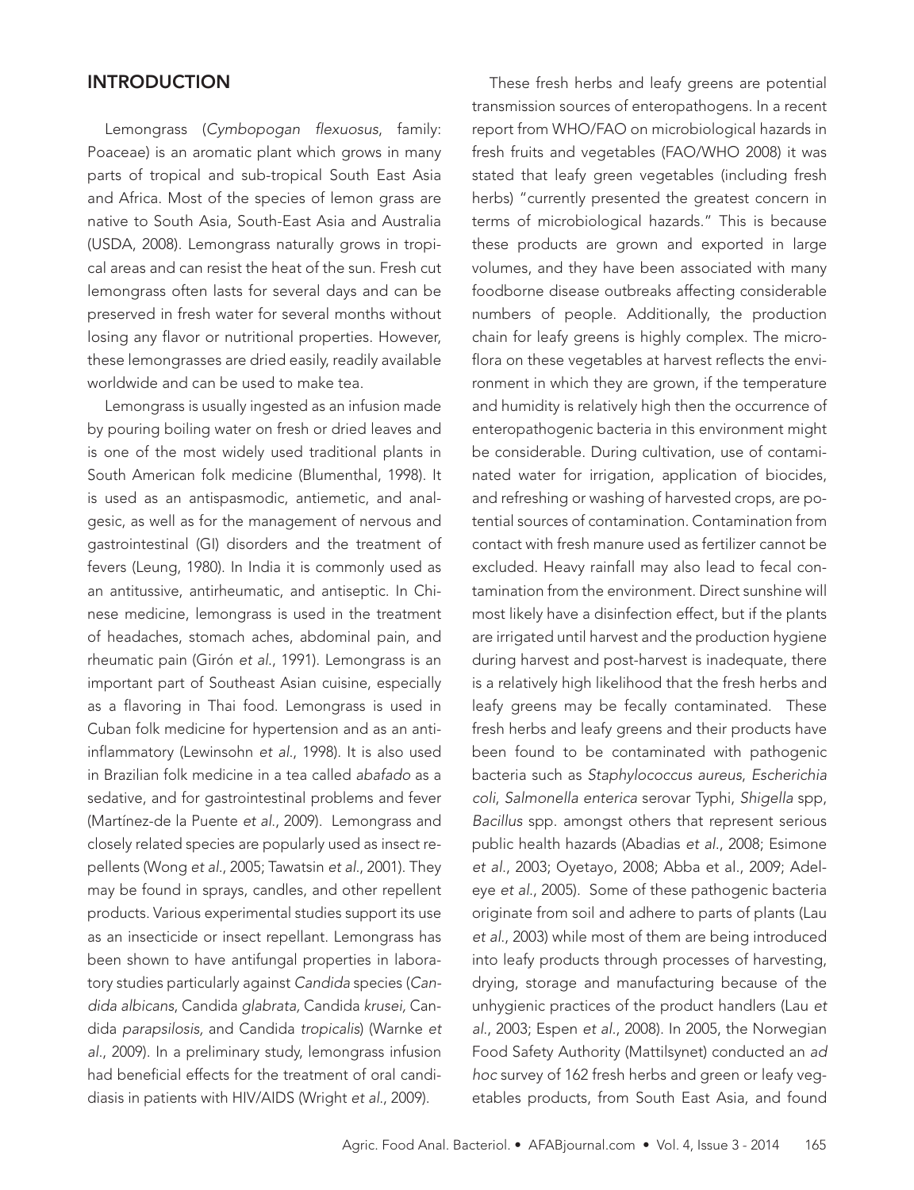## INTRODUCTION

Lemongrass (*Cymbopogan flexuosus*, family: Poaceae) is an aromatic plant which grows in many parts of tropical and sub-tropical South East Asia and Africa. Most of the species of lemon grass are native to South Asia, South-East Asia and Australia (USDA, 2008). Lemongrass naturally grows in tropical areas and can resist the heat of the sun. Fresh cut lemongrass often lasts for several days and can be preserved in fresh water for several months without losing any flavor or nutritional properties. However, these lemongrasses are dried easily, readily available worldwide and can be used to make tea.

Lemongrass is usually ingested as an infusion made by pouring boiling water on fresh or dried leaves and is one of the most widely used traditional plants in South American folk medicine (Blumenthal, 1998). It is used as an antispasmodic, antiemetic, and analgesic, as well as for the management of nervous and gastrointestinal (GI) disorders and the treatment of fevers (Leung, 1980). In India it is commonly used as an antitussive, antirheumatic, and antiseptic. In Chinese medicine, lemongrass is used in the treatment of headaches, stomach aches, abdominal pain, and rheumatic pain (Girón *et al*., 1991). Lemongrass is an important part of Southeast Asian cuisine, especially as a flavoring in Thai food. Lemongrass is used in Cuban folk medicine for hypertension and as an anti-inflammatory (Lewinsohn *et al*., 1998). It is also used in Brazilian folk medicine in a tea called *abafado* as a sedative, and for gastrointestinal problems and fever (Martínez-de la Puente *et al*., 2009). Lemongrass and closely related species are popularly used as insect repellents (Wong *et al*., 2005; Tawatsin *et al*., 2001). They may be found in sprays, candles, and other repellent products. Various experimental studies support its use as an insecticide or insect repellant. Lemongrass has been shown to have antifungal properties in laboratory studies particularly against *Candida* species (*Candida albicans*, Candida *glabrata,* Candida *krusei,* Candida *parapsilosis,* and Candida *tropicalis*) (Warnke *et al*., 2009). In a preliminary study, lemongrass infusion had beneficial effects for the treatment of oral candidiasis in patients with HIV/AIDS (Wright *et al*., 2009).

These fresh herbs and leafy greens are potential transmission sources of enteropathogens. In a recent report from WHO/FAO on microbiological hazards in fresh fruits and vegetables (FAO/WHO 2008) it was stated that leafy green vegetables (including fresh herbs) "currently presented the greatest concern in terms of microbiological hazards." This is because these products are grown and exported in large volumes, and they have been associated with many foodborne disease outbreaks affecting considerable numbers of people. Additionally, the production chain for leafy greens is highly complex. The microflora on these vegetables at harvest reflects the environment in which they are grown, if the temperature and humidity is relatively high then the occurrence of enteropathogenic bacteria in this environment might be considerable. During cultivation, use of contaminated water for irrigation, application of biocides, and refreshing or washing of harvested crops, are potential sources of contamination. Contamination from contact with fresh manure used as fertilizer cannot be excluded. Heavy rainfall may also lead to fecal contamination from the environment. Direct sunshine will most likely have a disinfection effect, but if the plants are irrigated until harvest and the production hygiene during harvest and post-harvest is inadequate, there is a relatively high likelihood that the fresh herbs and leafy greens may be fecally contaminated. These fresh herbs and leafy greens and their products have been found to be contaminated with pathogenic bacteria such as *Staphylococcus aureus*, *Escherichia coli*, *Salmonella enterica* serovar Typhi, *Shigella* spp, *Bacillus* spp. amongst others that represent serious public health hazards (Abadias *et al*., 2008; Esimone *et al*., 2003; Oyetayo, 2008; Abba et al., 2009; Adeleye *et al*., 2005). Some of these pathogenic bacteria originate from soil and adhere to parts of plants (Lau *et al*., 2003) while most of them are being introduced into leafy products through processes of harvesting, drying, storage and manufacturing because of the unhygienic practices of the product handlers (Lau *et al*., 2003; Espen *et al*., 2008). In 2005, the Norwegian Food Safety Authority (Mattilsynet) conducted an *ad hoc* survey of 162 fresh herbs and green or leafy vegetables products, from South East Asia, and found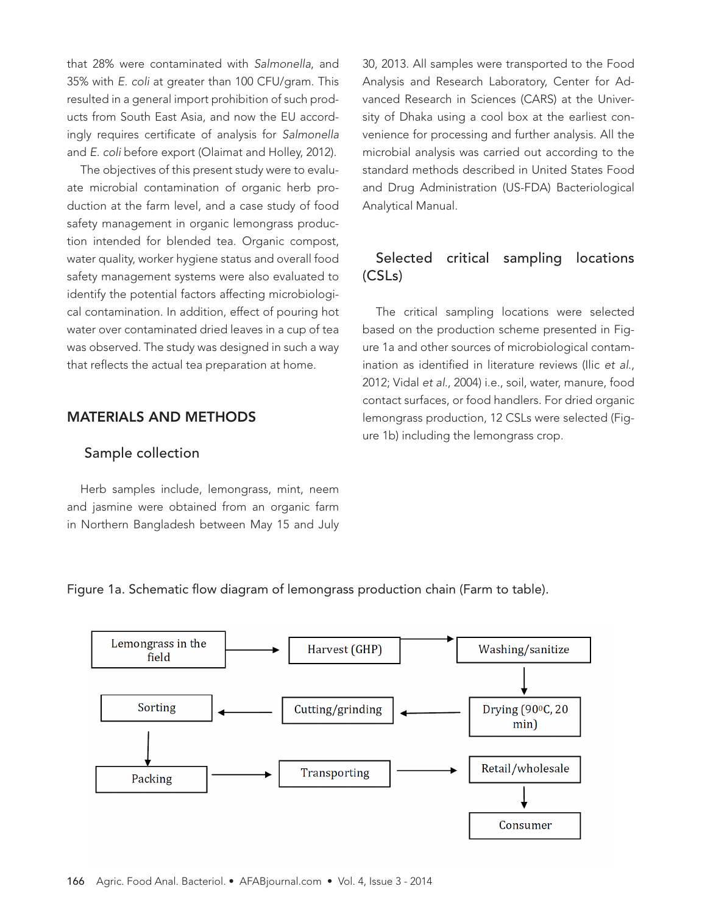that 28% were contaminated with *Salmonella*, and 35% with *E. coli* at greater than 100 CFU/gram. This resulted in a general import prohibition of such products from South East Asia, and now the EU accordingly requires certificate of analysis for *Salmonella* and *E. coli* before export (Olaimat and Holley, 2012).

The objectives of this present study were to evaluate microbial contamination of organic herb production at the farm level, and a case study of food safety management in organic lemongrass production intended for blended tea. Organic compost, water quality, worker hygiene status and overall food safety management systems were also evaluated to identify the potential factors affecting microbiological contamination. In addition, effect of pouring hot water over contaminated dried leaves in a cup of tea was observed. The study was designed in such a way that reflects the actual tea preparation at home.

## MATERIALS AND METHODS

### Sample collection

Herb samples include, lemongrass, mint, neem and jasmine were obtained from an organic farm in Northern Bangladesh between May 15 and July 30, 2013. All samples were transported to the Food Analysis and Research Laboratory, Center for Advanced Research in Sciences (CARS) at the University of Dhaka using a cool box at the earliest convenience for processing and further analysis. All the microbial analysis was carried out according to the standard methods described in United States Food and Drug Administration (US-FDA) Bacteriological Analytical Manual.

### Selected critical sampling locations (CSLs)

The critical sampling locations were selected based on the production scheme presented in Figure 1a and other sources of microbiological contamination as identified in literature reviews (Ilic *et al.*, 2012; Vidal *et al.*, 2004) i.e., soil, water, manure, food contact surfaces, or food handlers. For dried organic lemongrass production, 12 CSLs were selected (Figure 1b) including the lemongrass crop.

Figure 1a. Schematic flow diagram of lemongrass production chain (Farm to table).

Lemongrass in the field → Harvest (GHP) → Washing/sanitize → Drying (90°C, 20 min) → Cutting/grinding → Sorting → Packing → Transporting → Retail/wholesale → Consumer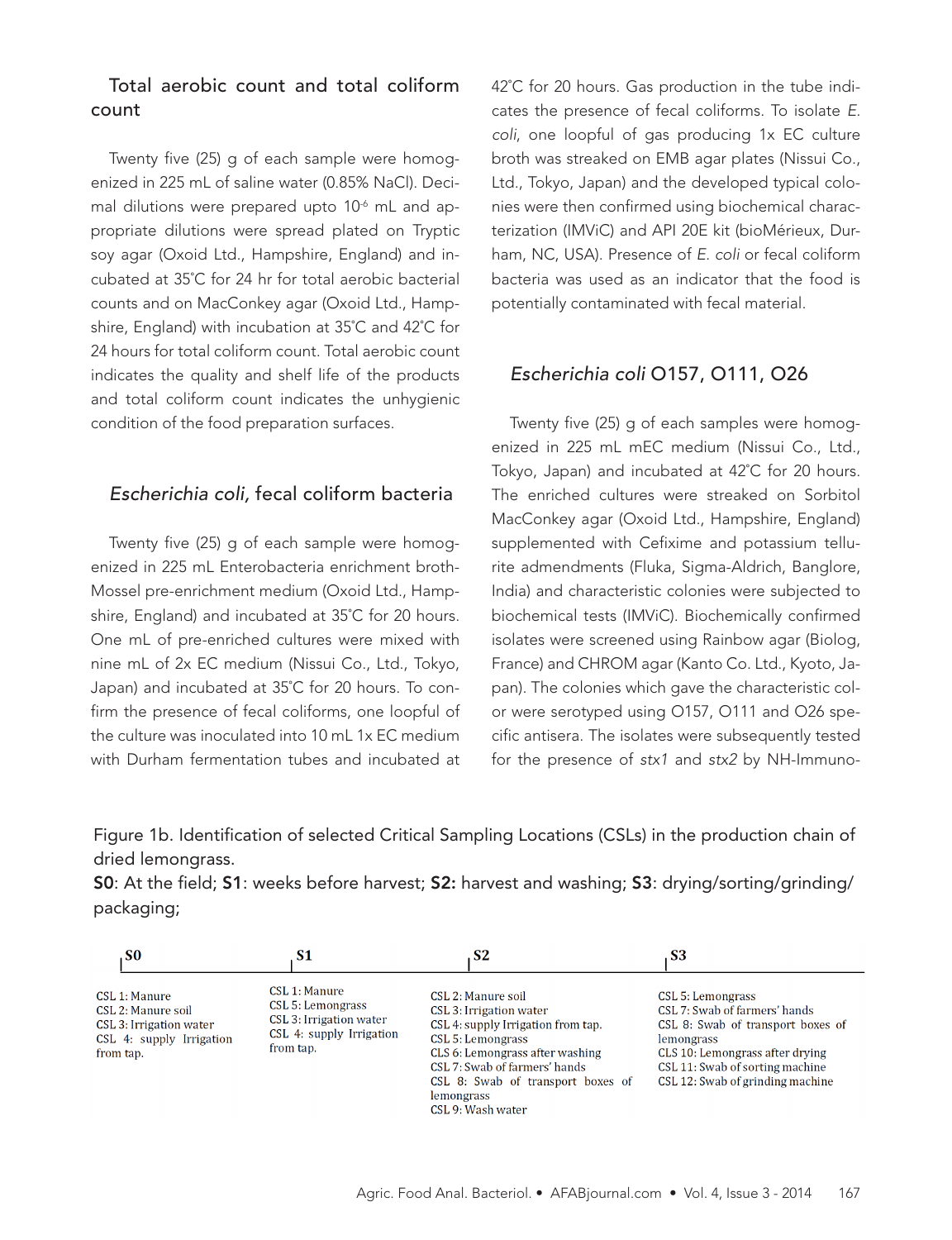### Total aerobic count and total coliform count

Twenty five (25) g of each sample were homogenized in 225 mL of saline water (0.85% NaCl). Decimal dilutions were prepared upto $10^{-6}$ mL and appropriate dilutions were spread plated on Tryptic soy agar (Oxoid Ltd., Hampshire, England) and incubated at 35˚C for 24 hr for total aerobic bacterial counts and on MacConkey agar (Oxoid Ltd., Hampshire, England) with incubation at 35˚C and 42˚C for 24 hours for total coliform count. Total aerobic count indicates the quality and shelf life of the products and total coliform count indicates the unhygienic condition of the food preparation surfaces.

### *Escherichia coli*, fecal coliform bacteria

Twenty five (25) g of each sample were homogenized in 225 mL Enterobacteria enrichment broth-Mossel pre-enrichment medium (Oxoid Ltd., Hampshire, England) and incubated at 35˚C for 20 hours. One mL of pre-enriched cultures were mixed with nine mL of 2x EC medium (Nissui Co., Ltd., Tokyo, Japan) and incubated at 35˚C for 20 hours. To confirm the presence of fecal coliforms, one loopful of the culture was inoculated into 10 mL 1x EC medium with Durham fermentation tubes and incubated at 42˚C for 20 hours. Gas production in the tube indicates the presence of fecal coliforms. To isolate *E. coli*, one loopful of gas producing 1x EC culture broth was streaked on EMB agar plates (Nissui Co., Ltd., Tokyo, Japan) and the developed typical colonies were then confirmed using biochemical characterization (IMViC) and API 20E kit (bioMérieux, Durham, NC, USA). Presence of *E. coli* or fecal coliform bacteria was used as an indicator that the food is potentially contaminated with fecal material.

### *Escherichia coli* O157, O111, O26

Twenty five (25) g of each samples were homogenized in 225 mL mEC medium (Nissui Co., Ltd., Tokyo, Japan) and incubated at 42˚C for 20 hours. The enriched cultures were streaked on Sorbitol MacConkey agar (Oxoid Ltd., Hampshire, England) supplemented with Cefixime and potassium tellurite admendments (Fluka, Sigma-Aldrich, Banglore, India) and characteristic colonies were subjected to biochemical tests (IMViC). Biochemically confirmed isolates were screened using Rainbow agar (Biolog, France) and CHROM agar (Kanto Co. Ltd., Kyoto, Japan). The colonies which gave the characteristic color were serotyped using O157, O111 and O26 specific antisera. The isolates were subsequently tested for the presence of *stx1* and *stx2* by NH-Immuno-

Figure 1b. Identification of selected Critical Sampling Locations (CSLs) in the production chain of dried lemongrass.
**S0**: At the field; **S1**: weeks before harvest; **S2:** harvest and washing; **S3**: drying/sorting/grinding/packaging;

| S0 | S1 | S2 | S3 |
|---|---|---|---|
| CSL 1: Manure<br>CSL 2: Manure soil<br>CSL 3: Irrigation water<br>CSL 4: supply Irrigation from tap. | CSL 1: Manure<br>CSL 5: Lemongrass<br>CSL 3: Irrigation water<br>CSL 4: supply Irrigation from tap. | CSL 2: Manure soil<br>CSL 3: Irrigation water<br>CSL 4: supply Irrigation from tap.<br>CSL 5: Lemongrass<br>CLS 6: Lemongrass after washing<br>CSL 7: Swab of farmers' hands<br>CSL 8: Swab of transport boxes of lemongrass<br>CSL 9: Wash water | CSL 5: Lemongrass<br>CSL 7: Swab of farmers' hands<br>CSL 8: Swab of transport boxes of lemongrass<br>CLS 10: Lemongrass after drying<br>CSL 11: Swab of sorting machine<br>CSL 12: Swab of grinding machine |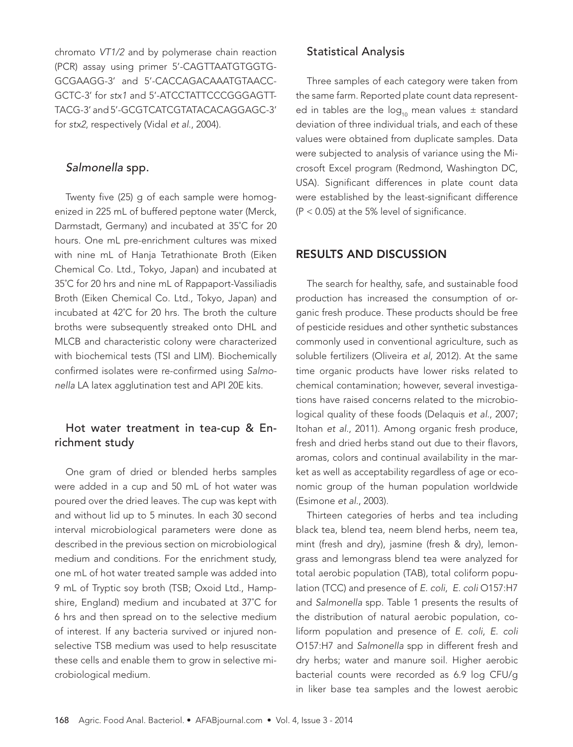chromato *VT1/2* and by polymerase chain reaction (PCR) assay using primer 5'-CAGTTAATGTGGTGGCGAAGG-3' and 5'-CACCAGACAAATGTAACCGCTC-3' for *stx1* and 5'-ATCCTATTCCCGGGAGTTTACG-3' and 5'-GCGTCATCGTATACACAGGAGC-3' for *stx2*, respectively (Vidal *et al*., 2004).

### *Salmonella* spp.

Twenty five (25) g of each sample were homogenized in 225 mL of buffered peptone water (Merck, Darmstadt, Germany) and incubated at 35˚C for 20 hours. One mL pre-enrichment cultures was mixed with nine mL of Hanja Tetrathionate Broth (Eiken Chemical Co. Ltd., Tokyo, Japan) and incubated at 35˚C for 20 hrs and nine mL of Rappaport-Vassiliadis Broth (Eiken Chemical Co. Ltd., Tokyo, Japan) and incubated at 42˚C for 20 hrs. The broth the culture broths were subsequently streaked onto DHL and MLCB and characteristic colony were characterized with biochemical tests (TSI and LIM). Biochemically confirmed isolates were re-confirmed using *Salmonella* LA latex agglutination test and API 20E kits.

### Hot water treatment in tea-cup & Enrichment study

One gram of dried or blended herbs samples were added in a cup and 50 mL of hot water was poured over the dried leaves. The cup was kept with and without lid up to 5 minutes. In each 30 second interval microbiological parameters were done as described in the previous section on microbiological medium and conditions. For the enrichment study, one mL of hot water treated sample was added into 9 mL of Tryptic soy broth (TSB; Oxoid Ltd., Hampshire, England) medium and incubated at 37˚C for 6 hrs and then spread on to the selective medium of interest. If any bacteria survived or injured non-selective TSB medium was used to help resuscitate these cells and enable them to grow in selective microbiological medium.

### Statistical Analysis

Three samples of each category were taken from the same farm. Reported plate count data represented in tables are the $\log_{10}$ mean values ± standard deviation of three individual trials, and each of these values were obtained from duplicate samples. Data were subjected to analysis of variance using the Microsoft Excel program (Redmond, Washington DC, USA). Significant differences in plate count data were established by the least-significant difference ($P < 0.05$) at the 5% level of significance.

## RESULTS AND DISCUSSION

The search for healthy, safe, and sustainable food production has increased the consumption of organic fresh produce. These products should be free of pesticide residues and other synthetic substances commonly used in conventional agriculture, such as soluble fertilizers (Oliveira *et al*, 2012). At the same time organic products have lower risks related to chemical contamination; however, several investigations have raised concerns related to the microbiological quality of these foods (Delaquis *et al*., 2007; Itohan *et al*., 2011). Among organic fresh produce, fresh and dried herbs stand out due to their flavors, aromas, colors and continual availability in the market as well as acceptability regardless of age or economic group of the human population worldwide (Esimone *et al*., 2003).

Thirteen categories of herbs and tea including black tea, blend tea, neem blend herbs, neem tea, mint (fresh and dry), jasmine (fresh & dry), lemongrass and lemongrass blend tea were analyzed for total aerobic population (TAB), total coliform population (TCC) and presence of *E. coli*, *E. coli* O157:H7 and *Salmonella* spp. Table 1 presents the results of the distribution of natural aerobic population, coliform population and presence of *E. coli*, *E. coli* O157:H7 and *Salmonella* spp in different fresh and dry herbs; water and manure soil. Higher aerobic bacterial counts were recorded as 6.9 log CFU/g in liker base tea samples and the lowest aerobic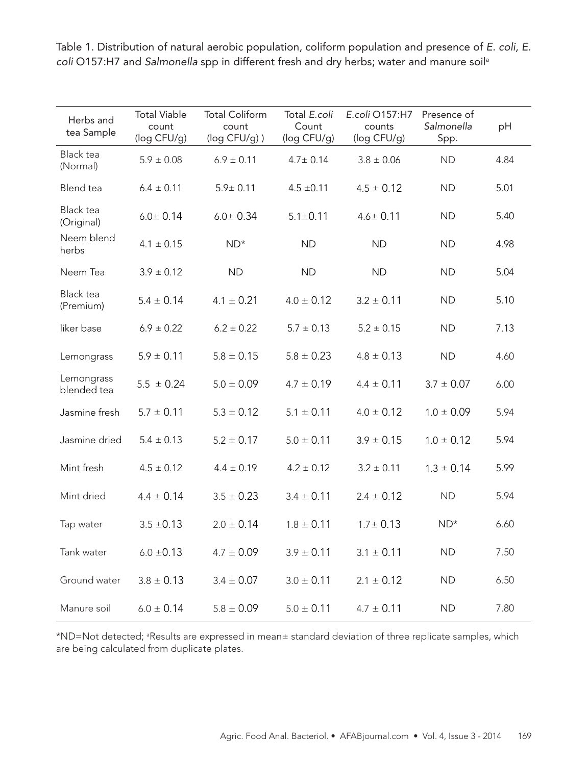Table 1. Distribution of natural aerobic population, coliform population and presence of *E. coli, E. coli* O157:H7 and *Salmonella* spp in different fresh and dry herbs; water and manure soil[a]

| Herbs and tea Sample | Total Viable count (log CFU/g) | Total Coliform count (log CFU/g) ) | Total *E.coli* Count (log CFU/g) | *E.coli* O157:H7 counts (log CFU/g) | Presence of *Salmonella* Spp. | pH |
|---|---|---|---|---|---|---|
| Black tea (Normal) | 5.9 ± 0.08 | 6.9 ± 0.11 | 4.7± 0.14 | 3.8 ± 0.06 | ND | 4.84 |
| Blend tea | 6.4 ± 0.11 | 5.9± 0.11 | 4.5 ±0.11 | 4.5 ± 0.12 | ND | 5.01 |
| Black tea (Original) | 6.0± 0.14 | 6.0± 0.34 | 5.1±0.11 | 4.6± 0.11 | ND | 5.40 |
| Neem blend herbs | 4.1 ± 0.15 | ND* | ND | ND | ND | 4.98 |
| Neem Tea | 3.9 ± 0.12 | ND | ND | ND | ND | 5.04 |
| Black tea (Premium) | 5.4 ± 0.14 | 4.1 ± 0.21 | 4.0 ± 0.12 | 3.2 ± 0.11 | ND | 5.10 |
| liker base | 6.9 ± 0.22 | 6.2 ± 0.22 | 5.7 ± 0.13 | 5.2 ± 0.15 | ND | 7.13 |
| Lemongrass | 5.9 ± 0.11 | 5.8 ± 0.15 | 5.8 ± 0.23 | 4.8 ± 0.13 | ND | 4.60 |
| Lemongrass blended tea | 5.5 ± 0.24 | 5.0 ± 0.09 | 4.7 ± 0.19 | 4.4 ± 0.11 | 3.7 ± 0.07 | 6.00 |
| Jasmine fresh | 5.7 ± 0.11 | 5.3 ± 0.12 | 5.1 ± 0.11 | 4.0 ± 0.12 | 1.0 ± 0.09 | 5.94 |
| Jasmine dried | 5.4 ± 0.13 | 5.2 ± 0.17 | 5.0 ± 0.11 | 3.9 ± 0.15 | 1.0 ± 0.12 | 5.94 |
| Mint fresh | 4.5 ± 0.12 | 4.4 ± 0.19 | 4.2 ± 0.12 | 3.2 ± 0.11 | 1.3 ± 0.14 | 5.99 |
| Mint dried | 4.4 ± 0.14 | 3.5 ± 0.23 | 3.4 ± 0.11 | 2.4 ± 0.12 | ND | 5.94 |
| Tap water | 3.5 ±0.13 | 2.0 ± 0.14 | 1.8 ± 0.11 | 1.7± 0.13 | ND* | 6.60 |
| Tank water | 6.0 ±0.13 | 4.7 ± 0.09 | 3.9 ± 0.11 | 3.1 ± 0.11 | ND | 7.50 |
| Ground water | 3.8 ± 0.13 | 3.4 ± 0.07 | 3.0 ± 0.11 | 2.1 ± 0.12 | ND | 6.50 |
| Manure soil | 6.0 ± 0.14 | 5.8 ± 0.09 | 5.0 ± 0.11 | 4.7 ± 0.11 | ND | 7.80 |

*ND=Not detected; [a]Results are expressed in mean± standard deviation of three replicate samples, which are being calculated from duplicate plates.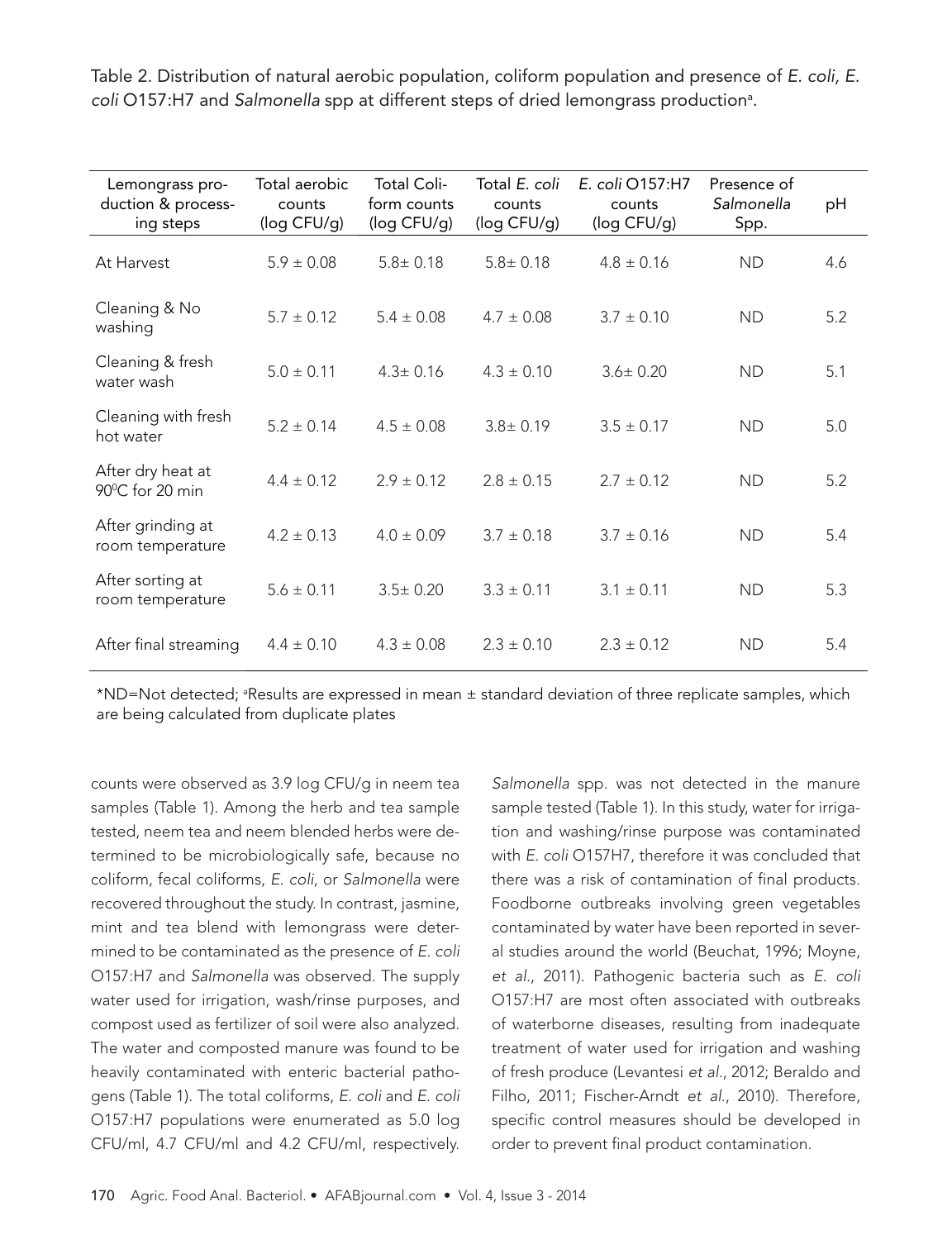Table 2. Distribution of natural aerobic population, coliform population and presence of *E. coli, E. coli* O157:H7 and *Salmonella* spp at different steps of dried lemongrass production[a].

| Lemongrass production & processing steps | Total aerobic counts (log CFU/g) | Total Coliform counts (log CFU/g) | Total *E. coli* counts (log CFU/g) | *E. coli* O157:H7 counts (log CFU/g) | Presence of *Salmonella* Spp. | pH |
|---|---|---|---|---|---|---|
| At Harvest | 5.9 ± 0.08 | 5.8± 0.18 | 5.8± 0.18 | 4.8 ± 0.16 | ND | 4.6 |
| Cleaning & No washing | 5.7 ± 0.12 | 5.4 ± 0.08 | 4.7 ± 0.08 | 3.7 ± 0.10 | ND | 5.2 |
| Cleaning & fresh water wash | 5.0 ± 0.11 | 4.3± 0.16 | 4.3 ± 0.10 | 3.6± 0.20 | ND | 5.1 |
| Cleaning with fresh hot water | 5.2 ± 0.14 | 4.5 ± 0.08 | 3.8± 0.19 | 3.5 ± 0.17 | ND | 5.0 |
| After dry heat at 90°C for 20 min | 4.4 ± 0.12 | 2.9 ± 0.12 | 2.8 ± 0.15 | 2.7 ± 0.12 | ND | 5.2 |
| After grinding at room temperature | 4.2 ± 0.13 | 4.0 ± 0.09 | 3.7 ± 0.18 | 3.7 ± 0.16 | ND | 5.4 |
| After sorting at room temperature | 5.6 ± 0.11 | 3.5± 0.20 | 3.3 ± 0.11 | 3.1 ± 0.11 | ND | 5.3 |
| After final streaming | 4.4 ± 0.10 | 4.3 ± 0.08 | 2.3 ± 0.10 | 2.3 ± 0.12 | ND | 5.4 |

*ND=Not detected; [a]Results are expressed in mean ± standard deviation of three replicate samples, which are being calculated from duplicate plates

counts were observed as 3.9 log CFU/g in neem tea samples (Table 1). Among the herb and tea sample tested, neem tea and neem blended herbs were determined to be microbiologically safe, because no coliform, fecal coliforms, *E. coli*, or *Salmonella* were recovered throughout the study. In contrast, jasmine, mint and tea blend with lemongrass were determined to be contaminated as the presence of *E. coli* O157:H7 and *Salmonella* was observed. The supply water used for irrigation, wash/rinse purposes, and compost used as fertilizer of soil were also analyzed. The water and composted manure was found to be heavily contaminated with enteric bacterial pathogens (Table 1). The total coliforms, *E. coli* and *E. coli* O157:H7 populations were enumerated as 5.0 log CFU/ml, 4.7 CFU/ml and 4.2 CFU/ml, respectively. *Salmonella* spp. was not detected in the manure sample tested (Table 1). In this study, water for irrigation and washing/rinse purpose was contaminated with *E. coli* O157H7, therefore it was concluded that there was a risk of contamination of final products. Foodborne outbreaks involving green vegetables contaminated by water have been reported in several studies around the world (Beuchat, 1996; Moyne, *et al.*, 2011). Pathogenic bacteria such as *E. coli* O157:H7 are most often associated with outbreaks of waterborne diseases, resulting from inadequate treatment of water used for irrigation and washing of fresh produce (Levantesi *et al.*, 2012; Beraldo and Filho, 2011; Fischer-Arndt *et al.*, 2010). Therefore, specific control measures should be developed in order to prevent final product contamination.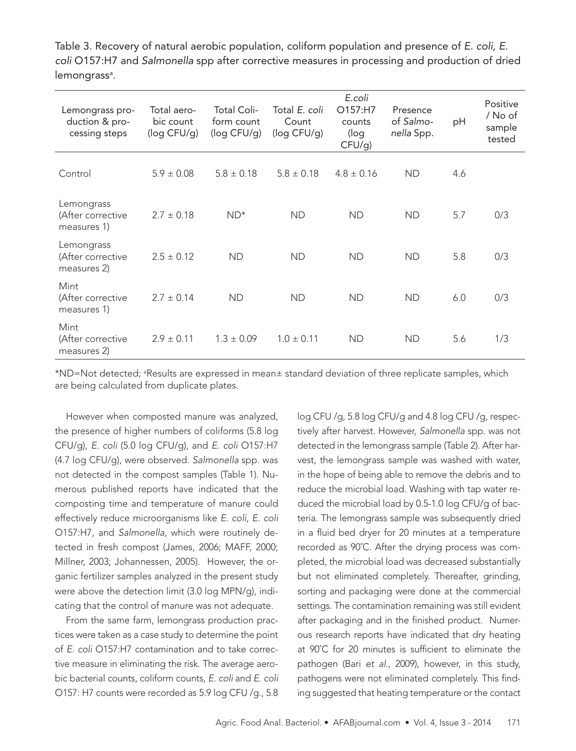Table 3. Recovery of natural aerobic population, coliform population and presence of *E. coli, E. coli* O157:H7 and *Salmonella* spp after corrective measures in processing and production of dried lemongrass[a].

| Lemongrass production & processing steps | Total aerobic count (log CFU/g) | Total Coliform count (log CFU/g) | Total *E. coli* Count (log CFU/g) | *E.coli* O157:H7 counts (log CFU/g) | Presence of *Salmonella* Spp. | pH | Positive / No of sample tested |
|---|---|---|---|---|---|---|---|
| Control | 5.9 ± 0.08 | 5.8 ± 0.18 | 5.8 ± 0.18 | 4.8 ± 0.16 | ND | 4.6 | |
| Lemongrass (After corrective measures 1) | 2.7 ± 0.18 | ND* | ND | ND | ND | 5.7 | 0/3 |
| Lemongrass (After corrective measures 2) | 2.5 ± 0.12 | ND | ND | ND | ND | 5.8 | 0/3 |
| Mint (After corrective measures 1) | 2.7 ± 0.14 | ND | ND | ND | ND | 6.0 | 0/3 |
| Mint (After corrective measures 2) | 2.9 ± 0.11 | 1.3 ± 0.09 | 1.0 ± 0.11 | ND | ND | 5.6 | 1/3 |

*ND=Not detected; [a]Results are expressed in mean± standard deviation of three replicate samples, which are being calculated from duplicate plates.

However when composted manure was analyzed, the presence of higher numbers of coliforms (5.8 log CFU/g), *E. coli* (5.0 log CFU/g), and *E. coli* O157:H7 (4.7 log CFU/g), were observed. *Salmonella* spp. was not detected in the compost samples (Table 1). Numerous published reports have indicated that the composting time and temperature of manure could effectively reduce microorganisms like *E. coli*, *E. coli* O157:H7, and *Salmonella*, which were routinely detected in fresh compost (James, 2006; MAFF, 2000; Millner, 2003; Johannessen, 2005). However, the organic fertilizer samples analyzed in the present study were above the detection limit (3.0 log MPN/g), indicating that the control of manure was not adequate.

From the same farm, lemongrass production practices were taken as a case study to determine the point of *E. coli* O157:H7 contamination and to take corrective measure in eliminating the risk. The average aerobic bacterial counts, coliform counts, *E. coli* and *E. coli* O157: H7 counts were recorded as 5.9 log CFU /g., 5.8 log CFU /g, 5.8 log CFU/g and 4.8 log CFU /g, respectively after harvest. However, *Salmonella* spp. was not detected in the lemongrass sample (Table 2). After harvest, the lemongrass sample was washed with water, in the hope of being able to remove the debris and to reduce the microbial load. Washing with tap water reduced the microbial load by 0.5-1.0 log CFU/g of bacteria. The lemongrass sample was subsequently dried in a fluid bed dryer for 20 minutes at a temperature recorded as 90°C. After the drying process was completed, the microbial load was decreased substantially but not eliminated completely. Thereafter, grinding, sorting and packaging were done at the commercial settings. The contamination remaining was still evident after packaging and in the finished product. Numerous research reports have indicated that dry heating at 90°C for 20 minutes is sufficient to eliminate the pathogen (Bari *et al.*, 2009), however, in this study, pathogens were not eliminated completely. This finding suggested that heating temperature or the contact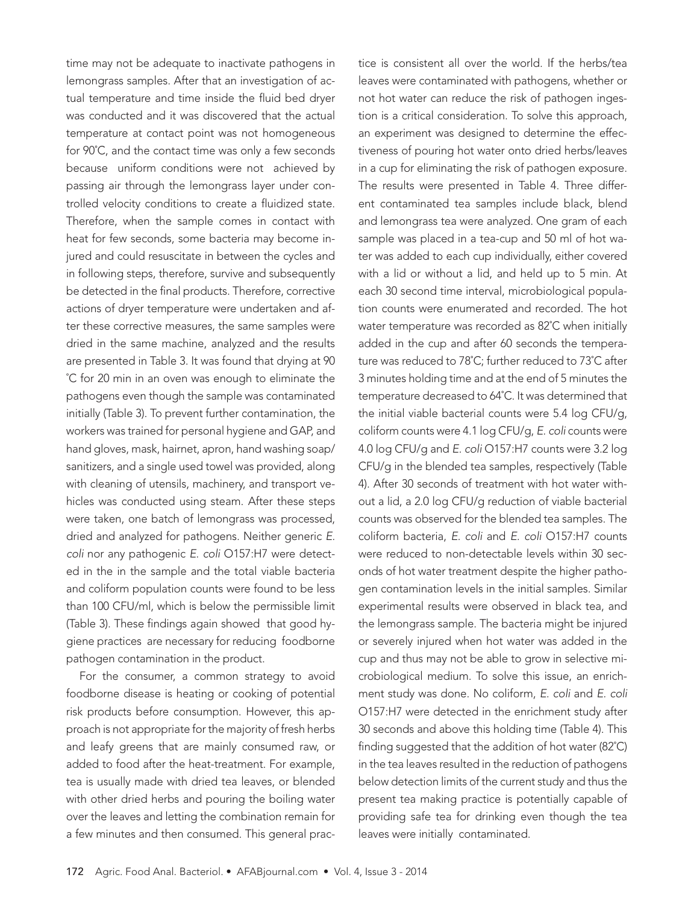time may not be adequate to inactivate pathogens in lemongrass samples. After that an investigation of actual temperature and time inside the fluid bed dryer was conducted and it was discovered that the actual temperature at contact point was not homogeneous for 90˚C, and the contact time was only a few seconds because uniform conditions were not achieved by passing air through the lemongrass layer under controlled velocity conditions to create a fluidized state. Therefore, when the sample comes in contact with heat for few seconds, some bacteria may become injured and could resuscitate in between the cycles and in following steps, therefore, survive and subsequently be detected in the final products. Therefore, corrective actions of dryer temperature were undertaken and after these corrective measures, the same samples were dried in the same machine, analyzed and the results are presented in Table 3. It was found that drying at 90 ˚C for 20 min in an oven was enough to eliminate the pathogens even though the sample was contaminated initially (Table 3). To prevent further contamination, the workers was trained for personal hygiene and GAP, and hand gloves, mask, hairnet, apron, hand washing soap/sanitizers, and a single used towel was provided, along with cleaning of utensils, machinery, and transport vehicles was conducted using steam. After these steps were taken, one batch of lemongrass was processed, dried and analyzed for pathogens. Neither generic *E. coli* nor any pathogenic *E. coli* O157:H7 were detected in the in the sample and the total viable bacteria and coliform population counts were found to be less than 100 CFU/ml, which is below the permissible limit (Table 3). These findings again showed that good hygiene practices are necessary for reducing foodborne pathogen contamination in the product.

For the consumer, a common strategy to avoid foodborne disease is heating or cooking of potential risk products before consumption. However, this approach is not appropriate for the majority of fresh herbs and leafy greens that are mainly consumed raw, or added to food after the heat-treatment. For example, tea is usually made with dried tea leaves, or blended with other dried herbs and pouring the boiling water over the leaves and letting the combination remain for a few minutes and then consumed. This general practice is consistent all over the world. If the herbs/tea leaves were contaminated with pathogens, whether or not hot water can reduce the risk of pathogen ingestion is a critical consideration. To solve this approach, an experiment was designed to determine the effectiveness of pouring hot water onto dried herbs/leaves in a cup for eliminating the risk of pathogen exposure. The results were presented in Table 4. Three different contaminated tea samples include black, blend and lemongrass tea were analyzed. One gram of each sample was placed in a tea-cup and 50 ml of hot water was added to each cup individually, either covered with a lid or without a lid, and held up to 5 min. At each 30 second time interval, microbiological population counts were enumerated and recorded. The hot water temperature was recorded as 82˚C when initially added in the cup and after 60 seconds the temperature was reduced to 78˚C; further reduced to 73˚C after 3 minutes holding time and at the end of 5 minutes the temperature decreased to 64˚C. It was determined that the initial viable bacterial counts were 5.4 log CFU/g, coliform counts were 4.1 log CFU/g, *E. coli* counts were 4.0 log CFU/g and *E. coli* O157:H7 counts were 3.2 log CFU/g in the blended tea samples, respectively (Table 4). After 30 seconds of treatment with hot water without a lid, a 2.0 log CFU/g reduction of viable bacterial counts was observed for the blended tea samples. The coliform bacteria, *E. coli* and *E. coli* O157:H7 counts were reduced to non-detectable levels within 30 seconds of hot water treatment despite the higher pathogen contamination levels in the initial samples. Similar experimental results were observed in black tea, and the lemongrass sample. The bacteria might be injured or severely injured when hot water was added in the cup and thus may not be able to grow in selective microbiological medium. To solve this issue, an enrichment study was done. No coliform, *E. coli* and *E. coli* O157:H7 were detected in the enrichment study after 30 seconds and above this holding time (Table 4). This finding suggested that the addition of hot water (82˚C) in the tea leaves resulted in the reduction of pathogens below detection limits of the current study and thus the present tea making practice is potentially capable of providing safe tea for drinking even though the tea leaves were initially contaminated.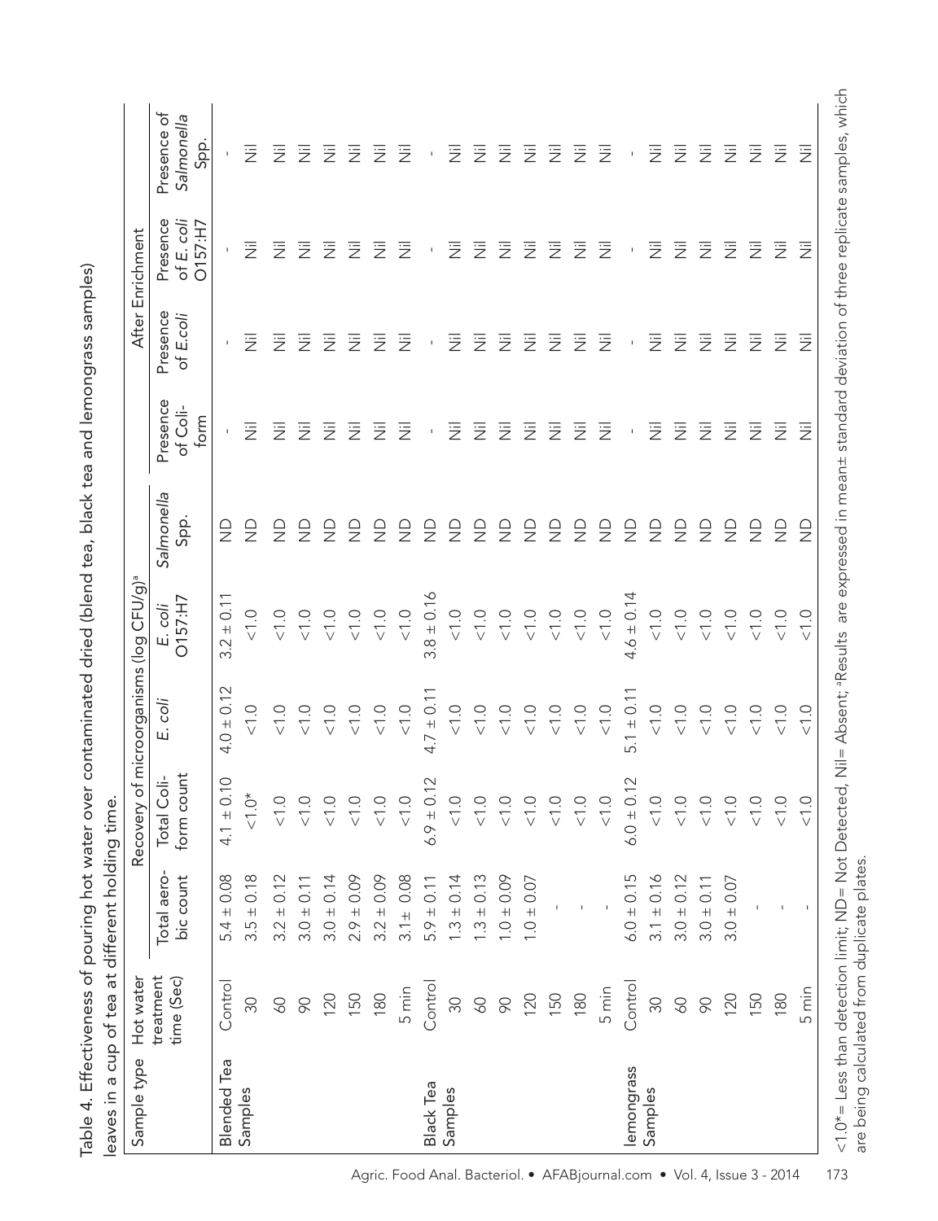Table 4. Effectiveness of pouring hot water over contaminated dried (blend tea, black tea and lemongrass samples) leaves in a cup of tea at different holding time.

| Sample type | Hot water treatment time (Sec) | Recovery of microorganisms (log CFU/g)[a] | | | | | After Enrichment | | | |
|---|---|---|---|---|---|---|---|---|---|---|
| | | Total aerobic count | Total Coliform count | *E. coli* | *E. coli* O157:H7 | *Salmonella* Spp. | Presence of Coliform | Presence of *E.coli* | Presence of *E. coli* O157:H7 | Presence of *Salmonella* Spp. |
| Blended Tea Samples | Control | 5.4 ± 0.08 | 4.1 ± 0.10 | 4.0 ± 0.12 | 3.2 ± 0.11 | ND | - | - | - | - |
| | 30 | 3.5 ± 0.18 | <1.0* | <1.0 | <1.0 | ND | Nil | Nil | Nil | Nil |
| | 60 | 3.2 ± 0.12 | <1.0 | <1.0 | <1.0 | ND | Nil | Nil | Nil | Nil |
| | 90 | 3.0 ± 0.11 | <1.0 | <1.0 | <1.0 | ND | Nil | Nil | Nil | Nil |
| | 120 | 3.0 ± 0.14 | <1.0 | <1.0 | <1.0 | ND | Nil | Nil | Nil | Nil |
| | 150 | 2.9 ± 0.09 | <1.0 | <1.0 | <1.0 | ND | Nil | Nil | Nil | Nil |
| | 180 | 3.2 ± 0.09 | <1.0 | <1.0 | <1.0 | ND | Nil | Nil | Nil | Nil |
| | 5 min | 3.1 ± 0.08 | <1.0 | <1.0 | <1.0 | ND | Nil | Nil | Nil | Nil |
| Black Tea Samples | Control | 5.9 ± 0.11 | 6.9 ± 0.12 | 4.7 ± 0.11 | 3.8 ± 0.16 | ND | - | - | - | - |
| | 30 | 1.3 ± 0.14 | <1.0 | <1.0 | <1.0 | ND | Nil | Nil | Nil | Nil |
| | 60 | 1.3 ± 0.13 | <1.0 | <1.0 | <1.0 | ND | Nil | Nil | Nil | Nil |
| | 90 | 1.0 ± 0.09 | <1.0 | <1.0 | <1.0 | ND | Nil | Nil | Nil | Nil |
| | 120 | 1.0 ± 0.07 | <1.0 | <1.0 | <1.0 | ND | Nil | Nil | Nil | Nil |
| | 150 | - | <1.0 | <1.0 | <1.0 | ND | Nil | Nil | Nil | Nil |
| | 180 | - | <1.0 | <1.0 | <1.0 | ND | Nil | Nil | Nil | Nil |
| | 5 min | - | <1.0 | <1.0 | <1.0 | ND | Nil | Nil | Nil | Nil |
| lemongrass Samples | Control | 6.0 ± 0.15 | 6.0 ± 0.12 | 5.1 ± 0.11 | 4.6 ± 0.14 | ND | - | - | - | - |
| | 30 | 3.1 ± 0.16 | <1.0 | <1.0 | <1.0 | ND | Nil | Nil | Nil | Nil |
| | 60 | 3.0 ± 0.12 | <1.0 | <1.0 | <1.0 | ND | Nil | Nil | Nil | Nil |
| | 90 | 3.0 ± 0.11 | <1.0 | <1.0 | <1.0 | ND | Nil | Nil | Nil | Nil |
| | 120 | 3.0 ± 0.07 | <1.0 | <1.0 | <1.0 | ND | Nil | Nil | Nil | Nil |
| | 150 | - | <1.0 | <1.0 | <1.0 | ND | Nil | Nil | Nil | Nil |
| | 180 | - | <1.0 | <1.0 | <1.0 | ND | Nil | Nil | Nil | Nil |
| | 5 min | - | <1.0 | <1.0 | <1.0 | ND | Nil | Nil | Nil | Nil |

<1.0*= Less than detection limit; ND= Not Detected, Nil= Absent; [a]Results are expressed in mean± standard deviation of three replicate samples, which are being calculated from duplicate plates.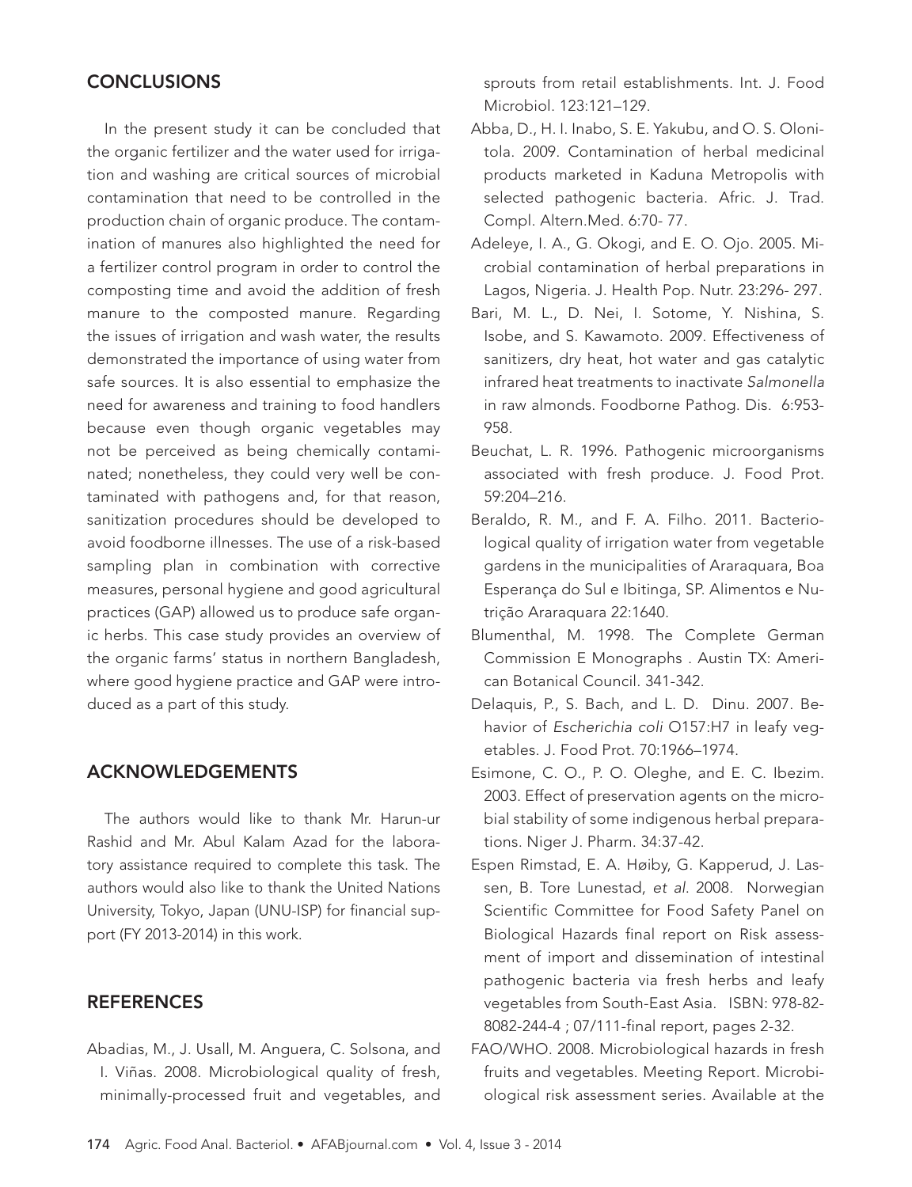## CONCLUSIONS

In the present study it can be concluded that the organic fertilizer and the water used for irrigation and washing are critical sources of microbial contamination that need to be controlled in the production chain of organic produce. The contamination of manures also highlighted the need for a fertilizer control program in order to control the composting time and avoid the addition of fresh manure to the composted manure. Regarding the issues of irrigation and wash water, the results demonstrated the importance of using water from safe sources. It is also essential to emphasize the need for awareness and training to food handlers because even though organic vegetables may not be perceived as being chemically contaminated; nonetheless, they could very well be contaminated with pathogens and, for that reason, sanitization procedures should be developed to avoid foodborne illnesses. The use of a risk-based sampling plan in combination with corrective measures, personal hygiene and good agricultural practices (GAP) allowed us to produce safe organic herbs. This case study provides an overview of the organic farms' status in northern Bangladesh, where good hygiene practice and GAP were introduced as a part of this study.

## ACKNOWLEDGEMENTS

The authors would like to thank Mr. Harun-ur Rashid and Mr. Abul Kalam Azad for the laboratory assistance required to complete this task. The authors would also like to thank the United Nations University, Tokyo, Japan (UNU-ISP) for financial support (FY 2013-2014) in this work.

## REFERENCES

Abadias, M., J. Usall, M. Anguera, C. Solsona, and I. Viñas. 2008. Microbiological quality of fresh, minimally-processed fruit and vegetables, and sprouts from retail establishments. Int. J. Food Microbiol. 123:121–129.

Abba, D., H. I. Inabo, S. E. Yakubu, and O. S. Olonitola. 2009. Contamination of herbal medicinal products marketed in Kaduna Metropolis with selected pathogenic bacteria. Afric. J. Trad. Compl. Altern.Med. 6:70- 77.

Adeleye, I. A., G. Okogi, and E. O. Ojo. 2005. Microbial contamination of herbal preparations in Lagos, Nigeria. J. Health Pop. Nutr. 23:296- 297.

Bari, M. L., D. Nei, I. Sotome, Y. Nishina, S. Isobe, and S. Kawamoto. 2009. Effectiveness of sanitizers, dry heat, hot water and gas catalytic infrared heat treatments to inactivate *Salmonella* in raw almonds. Foodborne Pathog. Dis. 6:953-958.

Beuchat, L. R. 1996. Pathogenic microorganisms associated with fresh produce. J. Food Prot. 59:204–216.

Beraldo, R. M., and F. A. Filho. 2011. Bacteriological quality of irrigation water from vegetable gardens in the municipalities of Araraquara, Boa Esperança do Sul e Ibitinga, SP. Alimentos e Nutrição Araraquara 22:1640.

Blumenthal, M. 1998. The Complete German Commission E Monographs . Austin TX: American Botanical Council. 341-342.

Delaquis, P., S. Bach, and L. D. Dinu. 2007. Behavior of *Escherichia coli* O157:H7 in leafy vegetables. J. Food Prot. 70:1966–1974.

Esimone, C. O., P. O. Oleghe, and E. C. Ibezim. 2003. Effect of preservation agents on the microbial stability of some indigenous herbal preparations. Niger J. Pharm. 34:37-42.

Espen Rimstad, E. A. Høiby, G. Kapperud, J. Lassen, B. Tore Lunestad, *et al*. 2008. Norwegian Scientific Committee for Food Safety Panel on Biological Hazards final report on Risk assessment of import and dissemination of intestinal pathogenic bacteria via fresh herbs and leafy vegetables from South-East Asia. ISBN: 978-82-8082-244-4 ; 07/111-final report, pages 2-32.

FAO/WHO. 2008. Microbiological hazards in fresh fruits and vegetables. Meeting Report. Microbiological risk assessment series. Available at the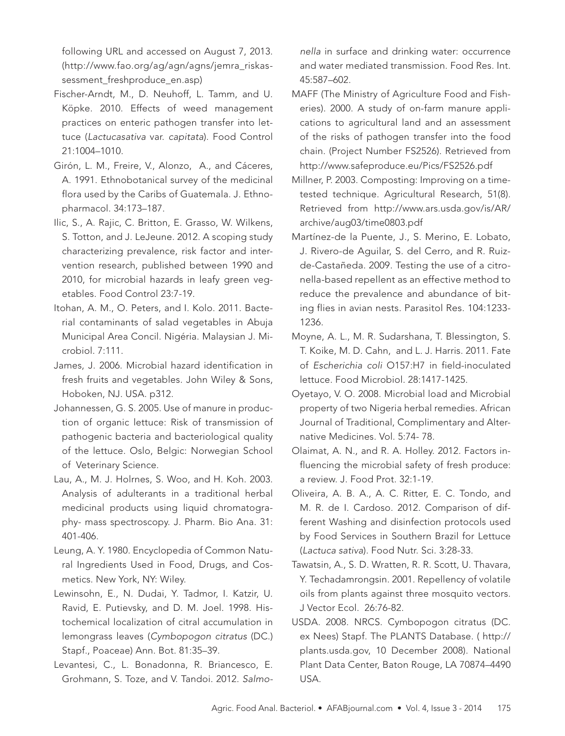following URL and accessed on August 7, 2013. (http://www.fao.org/ag/agn/agns/jemra_riskassessment_freshproduce_en.asp)

Fischer-Arndt, M., D. Neuhoff, L. Tamm, and U. Köpke. 2010. Effects of weed management practices on enteric pathogen transfer into lettuce (*Lactucasativa* var. *capitata*). Food Control 21:1004–1010.

Girón, L. M., Freire, V., Alonzo, A., and Cáceres, A. 1991. Ethnobotanical survey of the medicinal flora used by the Caribs of Guatemala. J. Ethnopharmacol. 34:173–187.

Ilic, S., A. Rajic, C. Britton, E. Grasso, W. Wilkens, S. Totton, and J. LeJeune. 2012. A scoping study characterizing prevalence, risk factor and intervention research, published between 1990 and 2010, for microbial hazards in leafy green vegetables. Food Control 23:7-19.

Itohan, A. M., O. Peters, and I. Kolo. 2011. Bacterial contaminants of salad vegetables in Abuja Municipal Area Concil. Nigéria. Malaysian J. Microbiol. 7:111.

James, J. 2006. Microbial hazard identification in fresh fruits and vegetables. John Wiley & Sons, Hoboken, NJ. USA. p312.

Johannessen, G. S. 2005. Use of manure in production of organic lettuce: Risk of transmission of pathogenic bacteria and bacteriological quality of the lettuce. Oslo, Belgic: Norwegian School of Veterinary Science.

Lau, A., M. J. Holrnes, S. Woo, and H. Koh. 2003. Analysis of adulterants in a traditional herbal medicinal products using liquid chromatography- mass spectroscopy. J. Pharm. Bio Ana. 31: 401-406.

Leung, A. Y. 1980. Encyclopedia of Common Natural Ingredients Used in Food, Drugs, and Cosmetics. New York, NY: Wiley.

Lewinsohn, E., N. Dudai, Y. Tadmor, I. Katzir, U. Ravid, E. Putievsky, and D. M. Joel. 1998. Histochemical localization of citral accumulation in lemongrass leaves (*Cymbopogon citratus* (DC.) Stapf., Poaceae) Ann. Bot. 81:35–39.

Levantesi, C., L. Bonadonna, R. Briancesco, E. Grohmann, S. Toze, and V. Tandoi. 2012. *Salmonella* in surface and drinking water: occurrence and water mediated transmission. Food Res. Int. 45:587–602.

MAFF (The Ministry of Agriculture Food and Fisheries). 2000. A study of on-farm manure applications to agricultural land and an assessment of the risks of pathogen transfer into the food chain. (Project Number FS2526). Retrieved from http://www.safeproduce.eu/Pics/FS2526.pdf

Millner, P. 2003. Composting: Improving on a time-tested technique. Agricultural Research, 51(8). Retrieved from http://www.ars.usda.gov/is/AR/archive/aug03/time0803.pdf

Martínez-de la Puente, J., S. Merino, E. Lobato, J. Rivero-de Aguilar, S. del Cerro, and R. Ruiz-de-Castañeda. 2009. Testing the use of a citronella-based repellent as an effective method to reduce the prevalence and abundance of biting flies in avian nests. Parasitol Res. 104:1233-1236.

Moyne, A. L., M. R. Sudarshana, T. Blessington, S. T. Koike, M. D. Cahn, and L. J. Harris. 2011. Fate of *Escherichia coli* O157:H7 in field-inoculated lettuce. Food Microbiol. 28:1417-1425.

Oyetayo, V. O. 2008. Microbial load and Microbial property of two Nigeria herbal remedies. African Journal of Traditional, Complimentary and Alternative Medicines. Vol. 5:74- 78.

Olaimat, A. N., and R. A. Holley. 2012. Factors influencing the microbial safety of fresh produce: a review. J. Food Prot. 32:1-19.

Oliveira, A. B. A., A. C. Ritter, E. C. Tondo, and M. R. de I. Cardoso. 2012. Comparison of different Washing and disinfection protocols used by Food Services in Southern Brazil for Lettuce (*Lactuca sativa*). Food Nutr. Sci. 3:28-33.

Tawatsin, A., S. D. Wratten, R. R. Scott, U. Thavara, Y. Techadamrongsin. 2001. Repellency of volatile oils from plants against three mosquito vectors. J Vector Ecol. 26:76-82.

USDA. 2008. NRCS. Cymbopogon citratus (DC. ex Nees) Stapf. The PLANTS Database. ( http://plants.usda.gov, 10 December 2008). National Plant Data Center, Baton Rouge, LA 70874–4490 USA.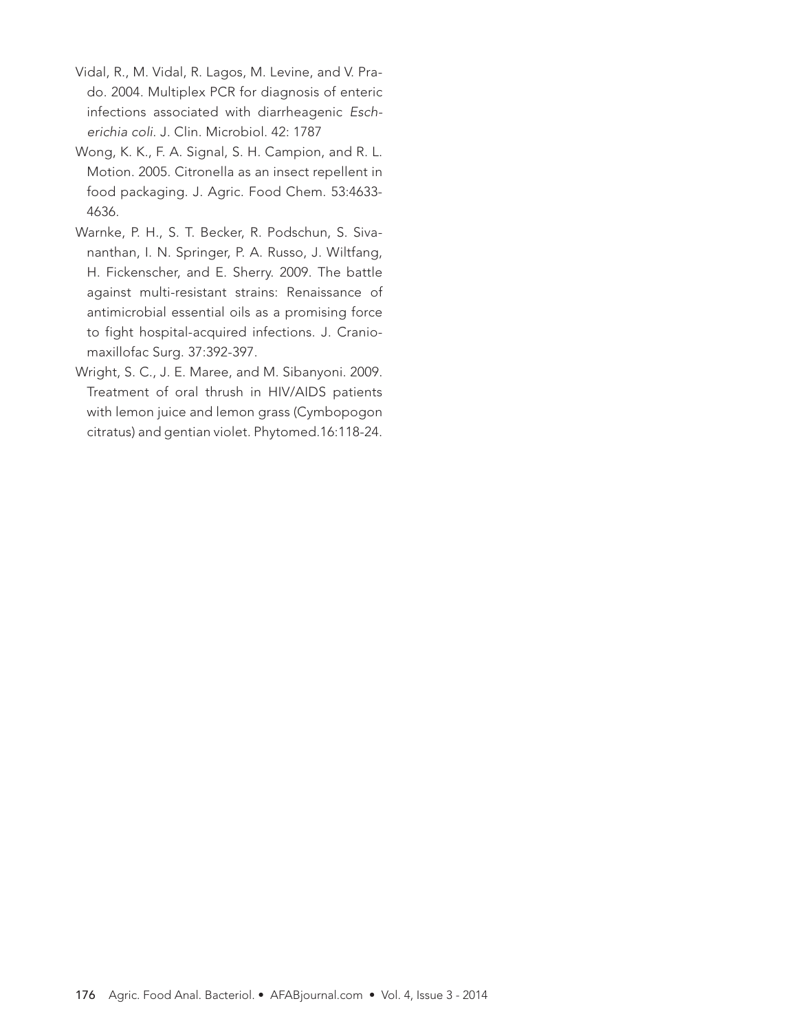Vidal, R., M. Vidal, R. Lagos, M. Levine, and V. Prado. 2004. Multiplex PCR for diagnosis of enteric infections associated with diarrheagenic *Escherichia coli*. J. Clin. Microbiol. 42: 1787

Wong, K. K., F. A. Signal, S. H. Campion, and R. L. Motion. 2005. Citronella as an insect repellent in food packaging. J. Agric. Food Chem. 53:4633-4636.

Warnke, P. H., S. T. Becker, R. Podschun, S. Sivananthan, I. N. Springer, P. A. Russo, J. Wiltfang, H. Fickenscher, and E. Sherry. 2009. The battle against multi-resistant strains: Renaissance of antimicrobial essential oils as a promising force to fight hospital-acquired infections. J. Craniomaxillofac Surg. 37:392-397.

Wright, S. C., J. E. Maree, and M. Sibanyoni. 2009. Treatment of oral thrush in HIV/AIDS patients with lemon juice and lemon grass (Cymbopogon citratus) and gentian violet. Phytomed.16:118-24.